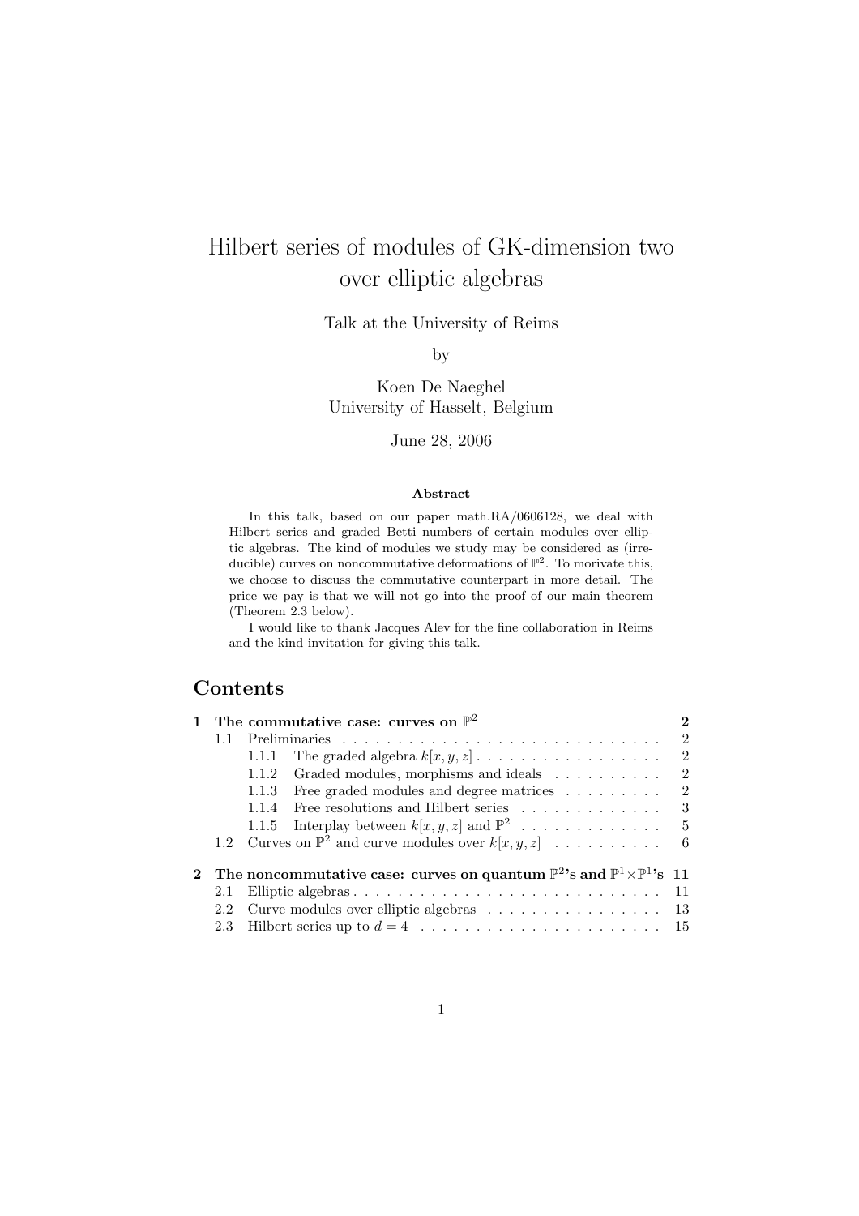# Hilbert series of modules of GK-dimension two over elliptic algebras

Talk at the University of Reims

by

Koen De Naeghel
University of Hasselt, Belgium

June 28, 2006

**Abstract**

In this talk, based on our paper math.RA/0606128, we deal with Hilbert series and graded Betti numbers of certain modules over elliptic algebras. The kind of modules we study may be considered as (irreducible) curves on noncommutative deformations of $\mathbb{P}^2$. To morivate this, we choose to discuss the commutative counterpart in more detail. The price we pay is that we will not go into the proof of our main theorem (Theorem 2.3 below).

I would like to thank Jacques Alev for the fine collaboration in Reims and the kind invitation for giving this talk.

## Contents

- **1 The commutative case: curves on $\mathbb{P}^2$** — 2
  - 1.1 Preliminaries — 2
    - 1.1.1 The graded algebra $k[x, y, z]$ — 2
    - 1.1.2 Graded modules, morphisms and ideals — 2
    - 1.1.3 Free graded modules and degree matrices — 2
    - 1.1.4 Free resolutions and Hilbert series — 3
    - 1.1.5 Interplay between $k[x, y, z]$ and $\mathbb{P}^2$ — 5
  - 1.2 Curves on $\mathbb{P}^2$ and curve modules over $k[x, y, z]$ — 6
- **2 The noncommutative case: curves on quantum $\mathbb{P}^2$'s and $\mathbb{P}^1\times\mathbb{P}^1$'s** — 11
  - 2.1 Elliptic algebras — 11
  - 2.2 Curve modules over elliptic algebras — 13
  - 2.3 Hilbert series up to $d = 4$ — 15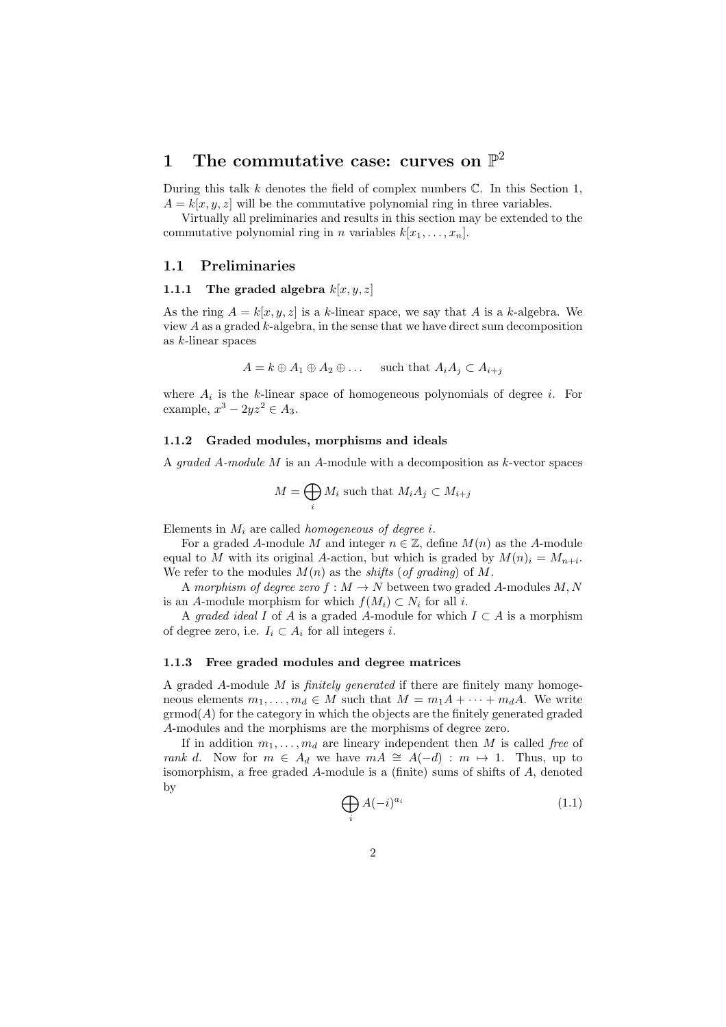# 1 The commutative case: curves on $\mathbb{P}^2$

During this talk $k$ denotes the field of complex numbers $\mathbb{C}$. In this Section 1, $A = k[x, y, z]$ will be the commutative polynomial ring in three variables.

Virtually all preliminaries and results in this section may be extended to the commutative polynomial ring in $n$ variables $k[x_1, \ldots, x_n]$.

## 1.1 Preliminaries

### 1.1.1 The graded algebra $k[x, y, z]$

As the ring $A = k[x, y, z]$ is a $k$-linear space, we say that $A$ is a $k$-algebra. We view $A$ as a graded $k$-algebra, in the sense that we have direct sum decomposition as $k$-linear spaces

$$A = k \oplus A_1 \oplus A_2 \oplus \ldots \quad \text{such that } A_i A_j \subset A_{i+j}$$

where $A_i$ is the $k$-linear space of homogeneous polynomials of degree $i$. For example, $x^3 - 2yz^2 \in A_3$.

### 1.1.2 Graded modules, morphisms and ideals

A *graded $A$-module* $M$ is an $A$-module with a decomposition as $k$-vector spaces

$$M = \bigoplus_i M_i \text{ such that } M_i A_j \subset M_{i+j}$$

Elements in $M_i$ are called *homogeneous of degree $i$*.

For a graded $A$-module $M$ and integer $n \in \mathbb{Z}$, define $M(n)$ as the $A$-module equal to $M$ with its original $A$-action, but which is graded by $M(n)_i = M_{n+i}$. We refer to the modules $M(n)$ as the *shifts* (*of grading*) of $M$.

A *morphism of degree zero* $f : M \to N$ between two graded $A$-modules $M, N$ is an $A$-module morphism for which $f(M_i) \subset N_i$ for all $i$.

A *graded ideal* $I$ of $A$ is a graded $A$-module for which $I \subset A$ is a morphism of degree zero, i.e. $I_i \subset A_i$ for all integers $i$.

### 1.1.3 Free graded modules and degree matrices

A graded $A$-module $M$ is *finitely generated* if there are finitely many homogeneous elements $m_1, \ldots, m_d \in M$ such that $M = m_1 A + \cdots + m_d A$. We write $\mathrm{grmod}(A)$ for the category in which the objects are the finitely generated graded $A$-modules and the morphisms are the morphisms of degree zero.

If in addition $m_1, \ldots, m_d$ are lineary independent then $M$ is called *free* of *rank $d$*. Now for $m \in A_d$ we have $mA \cong A(-d) : m \mapsto 1$. Thus, up to isomorphism, a free graded $A$-module is a (finite) sums of shifts of $A$, denoted by

$$\bigoplus_i A(-i)^{a_i} \tag{1.1}$$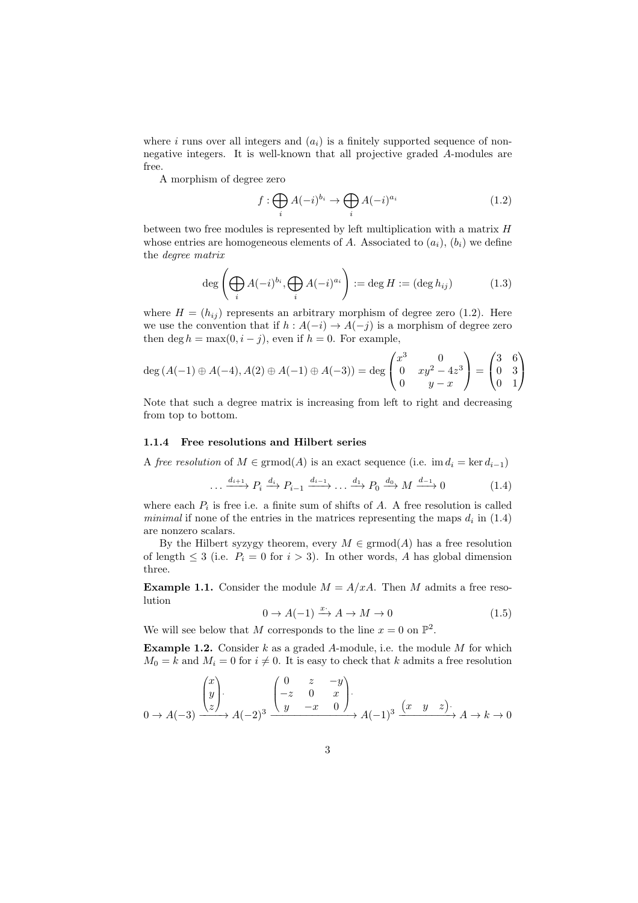where $i$ runs over all integers and $(a_i)$ is a finitely supported sequence of non-negative integers. It is well-known that all projective graded $A$-modules are free.

A morphism of degree zero

$$f : \bigoplus_i A(-i)^{b_i} \to \bigoplus_i A(-i)^{a_i} \tag{1.2}$$

between two free modules is represented by left multiplication with a matrix $H$ whose entries are homogeneous elements of $A$. Associated to $(a_i)$, $(b_i)$ we define the *degree matrix*

$$\deg\left(\bigoplus_i A(-i)^{b_i}, \bigoplus_i A(-i)^{a_i}\right) := \deg H := (\deg h_{ij}) \tag{1.3}$$

where $H = (h_{ij})$ represents an arbitrary morphism of degree zero (1.2). Here we use the convention that if $h : A(-i) \to A(-j)$ is a morphism of degree zero then $\deg h = \max(0, i-j)$, even if $h = 0$. For example,

$$\deg\left(A(-1) \oplus A(-4), A(2) \oplus A(-1) \oplus A(-3)\right) = \deg \begin{pmatrix} x^3 & 0 \\ 0 & xy^2 - 4z^3 \\ 0 & y - x \end{pmatrix} = \begin{pmatrix} 3 & 6 \\ 0 & 3 \\ 0 & 1 \end{pmatrix}$$

Note that such a degree matrix is increasing from left to right and decreasing from top to bottom.

### 1.1.4 Free resolutions and Hilbert series

A *free resolution* of $M \in \operatorname{grmod}(A)$ is an exact sequence (i.e. $\operatorname{im} d_i = \ker d_{i-1}$)

$$\ldots \xrightarrow{d_{i+1}} P_i \xrightarrow{d_i} P_{i-1} \xrightarrow{d_{i-1}} \ldots \xrightarrow{d_1} P_0 \xrightarrow{d_0} M \xrightarrow{d_{-1}} 0 \tag{1.4}$$

where each $P_i$ is free i.e. a finite sum of shifts of $A$. A free resolution is called *minimal* if none of the entries in the matrices representing the maps $d_i$ in (1.4) are nonzero scalars.

By the Hilbert syzygy theorem, every $M \in \operatorname{grmod}(A)$ has a free resolution of length $\leq 3$ (i.e. $P_i = 0$ for $i > 3$). In other words, $A$ has global dimension three.

**Example 1.1.** Consider the module $M = A/xA$. Then $M$ admits a free resolution

$$0 \to A(-1) \xrightarrow{x\cdot} A \to M \to 0 \tag{1.5}$$

We will see below that $M$ corresponds to the line $x = 0$ on $\mathbb{P}^2$.

**Example 1.2.** Consider $k$ as a graded $A$-module, i.e. the module $M$ for which $M_0 = k$ and $M_i = 0$ for $i \neq 0$. It is easy to check that $k$ admits a free resolution

$$0 \to A(-3) \xrightarrow{\begin{pmatrix} x \\ y \\ z \end{pmatrix}\cdot} A(-2)^3 \xrightarrow{\begin{pmatrix} 0 & z & -y \\ -z & 0 & x \\ y & -x & 0 \end{pmatrix}\cdot} A(-1)^3 \xrightarrow{\begin{pmatrix} x & y & z \end{pmatrix}\cdot} A \to k \to 0$$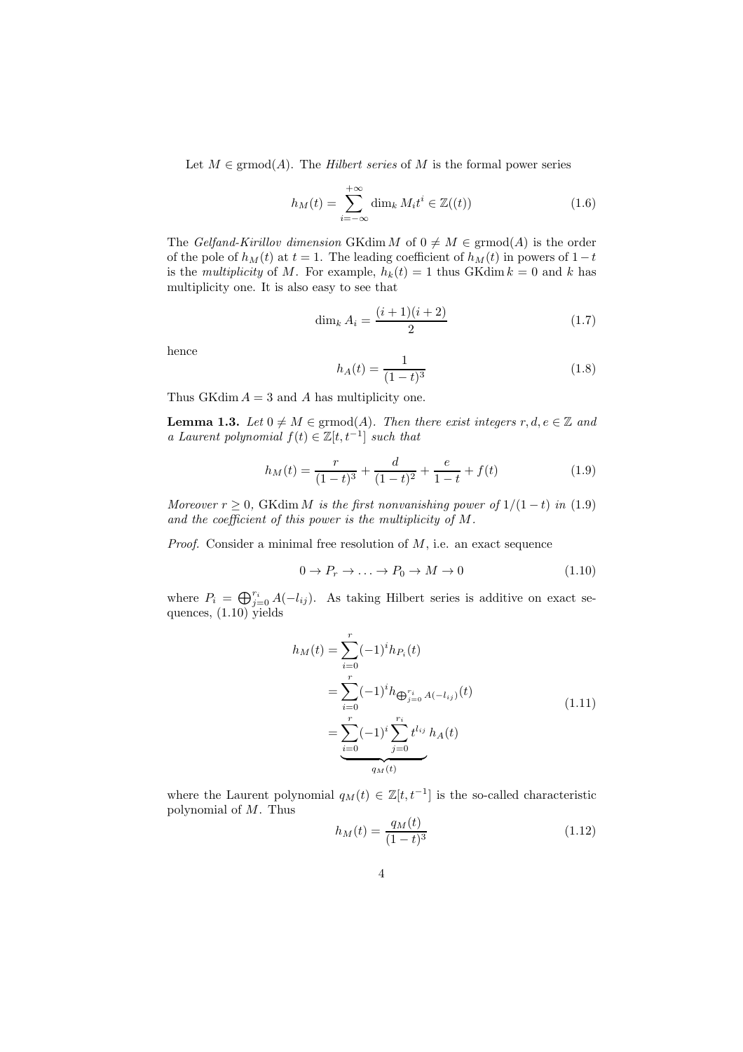Let $M \in \operatorname{grmod}(A)$. The *Hilbert series* of $M$ is the formal power series

$$h_M(t) = \sum_{i=-\infty}^{+\infty} \dim_k M_i t^i \in \mathbb{Z}((t)) \tag{1.6}$$

The *Gelfand-Kirillov dimension* $\operatorname{GKdim} M$ of $0 \neq M \in \operatorname{grmod}(A)$ is the order of the pole of $h_M(t)$ at $t = 1$. The leading coefficient of $h_M(t)$ in powers of $1-t$ is the *multiplicity* of $M$. For example, $h_k(t) = 1$ thus $\operatorname{GKdim} k = 0$ and $k$ has multiplicity one. It is also easy to see that

$$\dim_k A_i = \frac{(i+1)(i+2)}{2} \tag{1.7}$$

hence

$$h_A(t) = \frac{1}{(1-t)^3} \tag{1.8}$$

Thus $\operatorname{GKdim} A = 3$ and $A$ has multiplicity one.

**Lemma 1.3.** *Let $0 \neq M \in \operatorname{grmod}(A)$. Then there exist integers $r, d, e \in \mathbb{Z}$ and a Laurent polynomial $f(t) \in \mathbb{Z}[t, t^{-1}]$ such that*

$$h_M(t) = \frac{r}{(1-t)^3} + \frac{d}{(1-t)^2} + \frac{e}{1-t} + f(t) \tag{1.9}$$

*Moreover $r \geq 0$, $\operatorname{GKdim} M$ is the first nonvanishing power of $1/(1-t)$ in (1.9) and the coefficient of this power is the multiplicity of $M$.*

*Proof.* Consider a minimal free resolution of $M$, i.e. an exact sequence

$$0 \to P_r \to \ldots \to P_0 \to M \to 0 \tag{1.10}$$

where $P_i = \bigoplus_{j=0}^{r_i} A(-l_{ij})$. As taking Hilbert series is additive on exact sequences, (1.10) yields

$$\begin{aligned} h_M(t) &= \sum_{i=0}^{r} (-1)^i h_{P_i}(t) \\ &= \sum_{i=0}^{r} (-1)^i h_{\bigoplus_{j=0}^{r_i} A(-l_{ij})}(t) \\ &= \underbrace{\sum_{i=0}^{r} (-1)^i \sum_{j=0}^{r_i} t^{l_{ij}}}_{q_M(t)} h_A(t) \end{aligned} \tag{1.11}$$

where the Laurent polynomial $q_M(t) \in \mathbb{Z}[t, t^{-1}]$ is the so-called characteristic polynomial of $M$. Thus

$$h_M(t) = \frac{q_M(t)}{(1-t)^3} \tag{1.12}$$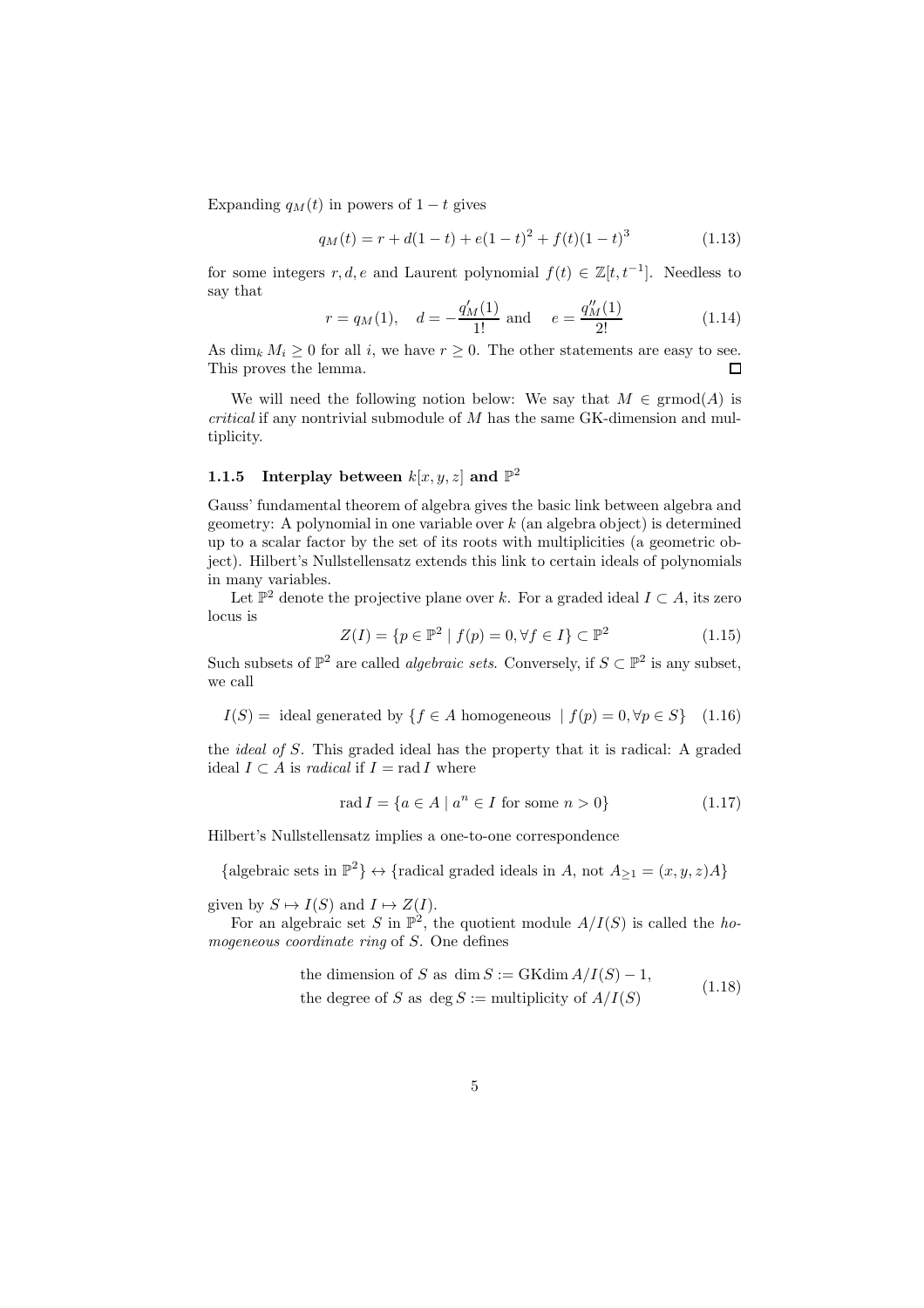Expanding $q_M(t)$ in powers of $1-t$ gives

$$q_M(t) = r + d(1-t) + e(1-t)^2 + f(t)(1-t)^3 \tag{1.13}$$

for some integers $r, d, e$ and Laurent polynomial $f(t) \in \mathbb{Z}[t, t^{-1}]$. Needless to say that

$$r = q_M(1), \quad d = -\frac{q_M'(1)}{1!} \text{ and } \quad e = \frac{q_M''(1)}{2!} \tag{1.14}$$

As $\dim_k M_i \geq 0$ for all $i$, we have $r \geq 0$. The other statements are easy to see. This proves the lemma. $\square$

We will need the following notion below: We say that $M \in \operatorname{grmod}(A)$ is *critical* if any nontrivial submodule of $M$ has the same GK-dimension and multiplicity.

### 1.1.5 Interplay between $k[x, y, z]$ and $\mathbb{P}^2$

Gauss' fundamental theorem of algebra gives the basic link between algebra and geometry: A polynomial in one variable over $k$ (an algebra object) is determined up to a scalar factor by the set of its roots with multiplicities (a geometric object). Hilbert's Nullstellensatz extends this link to certain ideals of polynomials in many variables.

Let $\mathbb{P}^2$ denote the projective plane over $k$. For a graded ideal $I \subset A$, its zero locus is

$$Z(I) = \{p \in \mathbb{P}^2 \mid f(p) = 0, \forall f \in I\} \subset \mathbb{P}^2 \tag{1.15}$$

Such subsets of $\mathbb{P}^2$ are called *algebraic sets*. Conversely, if $S \subset \mathbb{P}^2$ is any subset, we call

$$I(S) = \text{ ideal generated by } \{f \in A \text{ homogeneous } \mid f(p) = 0, \forall p \in S\} \tag{1.16}$$

the *ideal of* $S$. This graded ideal has the property that it is radical: A graded ideal $I \subset A$ is *radical* if $I = \operatorname{rad} I$ where

$$\operatorname{rad} I = \{a \in A \mid a^n \in I \text{ for some } n > 0\} \tag{1.17}$$

Hilbert's Nullstellensatz implies a one-to-one correspondence

$$\{\text{algebraic sets in } \mathbb{P}^2\} \leftrightarrow \{\text{radical graded ideals in } A, \text{ not } A_{\geq 1} = (x, y, z)A\}$$

given by $S \mapsto I(S)$ and $I \mapsto Z(I)$.

For an algebraic set $S$ in $\mathbb{P}^2$, the quotient module $A/I(S)$ is called the *homogeneous coordinate ring* of $S$. One defines

$$\begin{aligned} &\text{the dimension of } S \text{ as } \dim S := \operatorname{GKdim} A/I(S) - 1, \\ &\text{the degree of } S \text{ as } \deg S := \text{multiplicity of } A/I(S) \end{aligned} \tag{1.18}$$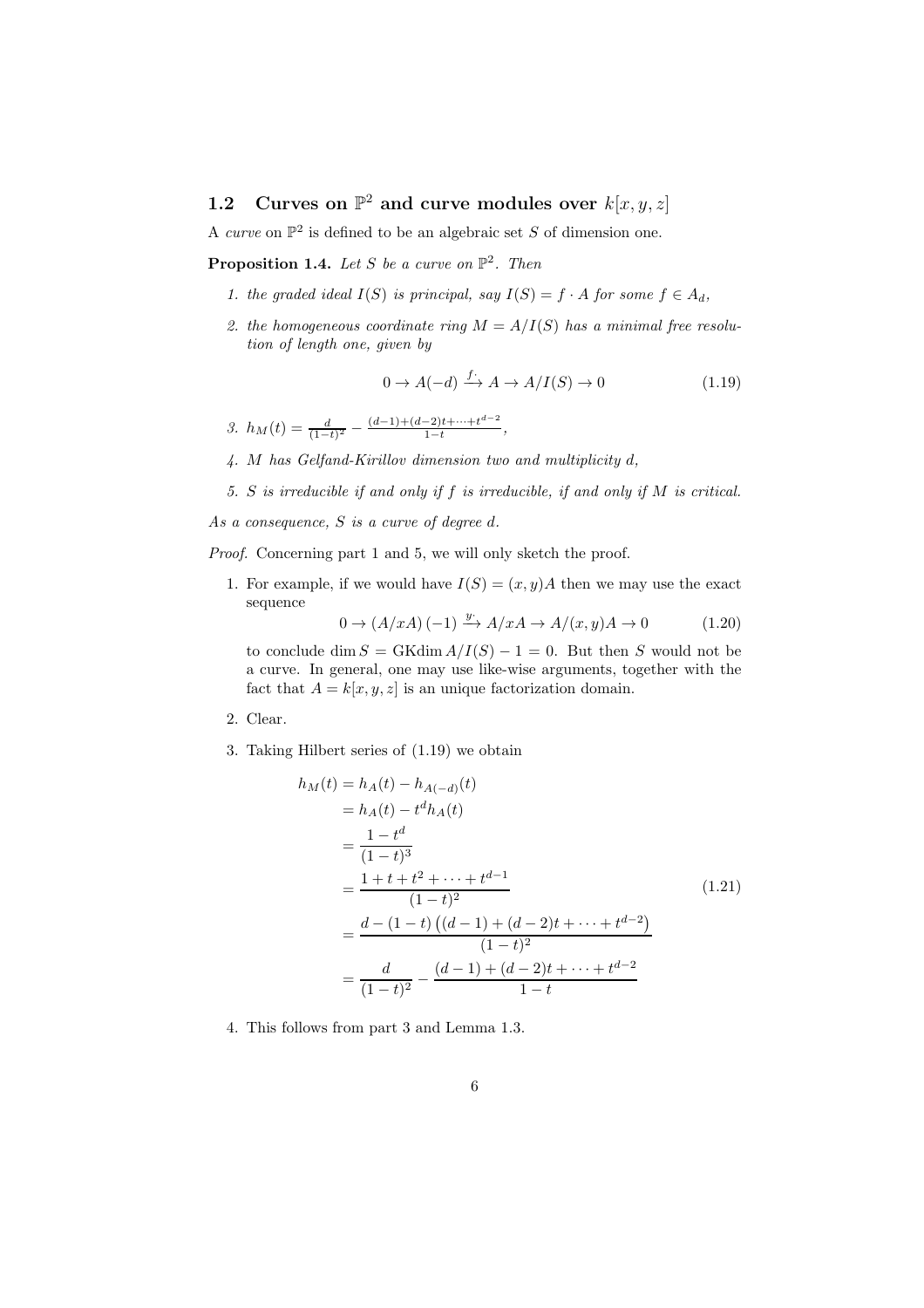## 1.2 Curves on $\mathbb{P}^2$ and curve modules over $k[x, y, z]$

A *curve* on $\mathbb{P}^2$ is defined to be an algebraic set $S$ of dimension one.

**Proposition 1.4.** *Let $S$ be a curve on $\mathbb{P}^2$. Then*

1. *the graded ideal $I(S)$ is principal, say $I(S) = f \cdot A$ for some $f \in A_d$,*
2. *the homogeneous coordinate ring $M = A/I(S)$ has a minimal free resolution of length one, given by*

$$0 \to A(-d) \xrightarrow{f\cdot} A \to A/I(S) \to 0 \tag{1.19}$$

3. $h_M(t) = \frac{d}{(1-t)^2} - \frac{(d-1)+(d-2)t+\cdots+t^{d-2}}{1-t}$,
4. *$M$ has Gelfand-Kirillov dimension two and multiplicity $d$,*
5. *$S$ is irreducible if and only if $f$ is irreducible, if and only if $M$ is critical.*

*As a consequence, $S$ is a curve of degree $d$.*

*Proof.* Concerning part 1 and 5, we will only sketch the proof.

1. For example, if we would have $I(S) = (x, y)A$ then we may use the exact sequence

$$0 \to (A/xA)(-1) \xrightarrow{y\cdot} A/xA \to A/(x, y)A \to 0 \tag{1.20}$$

   to conclude $\dim S = \text{GKdim}\, A/I(S) - 1 = 0$. But then $S$ would not be a curve. In general, one may use like-wise arguments, together with the fact that $A = k[x, y, z]$ is an unique factorization domain.

2. Clear.

3. Taking Hilbert series of (1.19) we obtain

$$\begin{aligned}
h_M(t) &= h_A(t) - h_{A(-d)}(t) \\
&= h_A(t) - t^d h_A(t) \\
&= \frac{1-t^d}{(1-t)^3} \\
&= \frac{1+t+t^2+\cdots+t^{d-1}}{(1-t)^2} \\
&= \frac{d-(1-t)\left((d-1)+(d-2)t+\cdots+t^{d-2}\right)}{(1-t)^2} \\
&= \frac{d}{(1-t)^2} - \frac{(d-1)+(d-2)t+\cdots+t^{d-2}}{1-t}
\end{aligned} \tag{1.21}$$

4. This follows from part 3 and Lemma 1.3.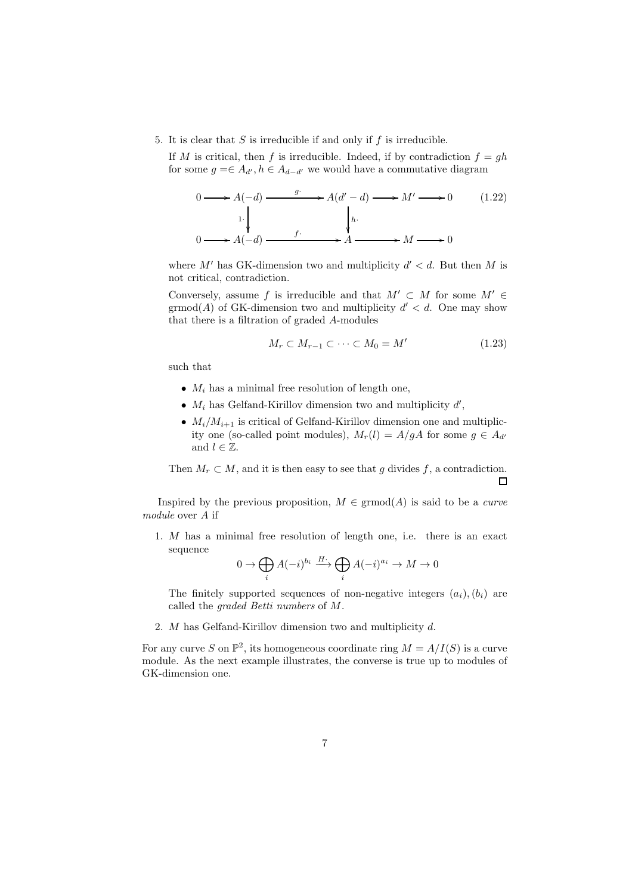5. It is clear that $S$ is irreducible if and only if $f$ is irreducible.

   If $M$ is critical, then $f$ is irreducible. Indeed, if by contradiction $f = gh$ for some $g =\in A_{d'}, h \in A_{d-d'}$ we would have a commutative diagram

$$\begin{array}{ccccccccc} 0 & \longrightarrow & A(-d) & \xrightarrow{g\cdot} & A(d'-d) & \longrightarrow & M' & \longrightarrow & 0 \\ & & \downarrow{\scriptstyle 1\cdot} & & \downarrow{\scriptstyle h\cdot} & & & & \\ 0 & \longrightarrow & A(-d) & \xrightarrow{f\cdot} & A & \longrightarrow & M & \longrightarrow & 0 \end{array} \tag{1.22}$$

   where $M'$ has GK-dimension two and multiplicity $d' < d$. But then $M$ is not critical, contradiction.

   Conversely, assume $f$ is irreducible and that $M' \subset M$ for some $M' \in \operatorname{grmod}(A)$ of GK-dimension two and multiplicity $d' < d$. One may show that there is a filtration of graded $A$-modules

$$M_r \subset M_{r-1} \subset \cdots \subset M_0 = M' \tag{1.23}$$

   such that

   - $M_i$ has a minimal free resolution of length one,
   - $M_i$ has Gelfand-Kirillov dimension two and multiplicity $d'$,
   - $M_i/M_{i+1}$ is critical of Gelfand-Kirillov dimension one and multiplicity one (so-called point modules), $M_r(l) = A/gA$ for some $g \in A_{d'}$ and $l \in \mathbb{Z}$.

   Then $M_r \subset M$, and it is then easy to see that $g$ divides $f$, a contradiction. □

Inspired by the previous proposition, $M \in \operatorname{grmod}(A)$ is said to be a *curve module* over $A$ if

1. $M$ has a minimal free resolution of length one, i.e. there is an exact sequence

$$0 \to \bigoplus_i A(-i)^{b_i} \xrightarrow{H\cdot} \bigoplus_i A(-i)^{a_i} \to M \to 0$$

   The finitely supported sequences of non-negative integers $(a_i), (b_i)$ are called the *graded Betti numbers* of $M$.

2. $M$ has Gelfand-Kirillov dimension two and multiplicity $d$.

For any curve $S$ on $\mathbb{P}^2$, its homogeneous coordinate ring $M = A/I(S)$ is a curve module. As the next example illustrates, the converse is true up to modules of GK-dimension one.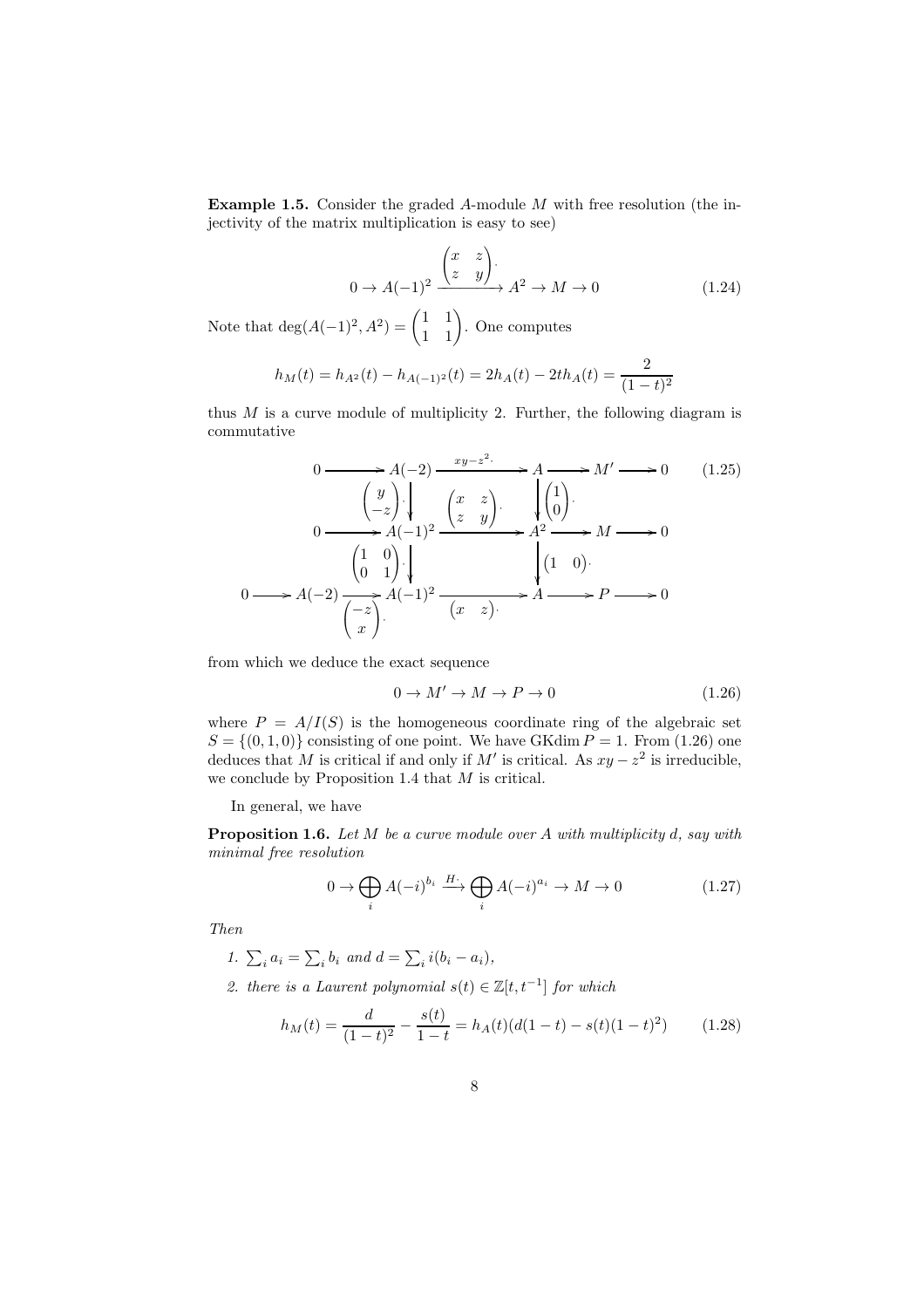**Example 1.5.** Consider the graded $A$-module $M$ with free resolution (the injectivity of the matrix multiplication is easy to see)

$$0 \to A(-1)^2 \xrightarrow{\begin{pmatrix} x & z \\ z & y \end{pmatrix} \cdot} A^2 \to M \to 0 \tag{1.24}$$

Note that $\deg(A(-1)^2, A^2) = \begin{pmatrix} 1 & 1 \\ 1 & 1 \end{pmatrix}$. One computes

$$h_M(t) = h_{A^2}(t) - h_{A(-1)^2}(t) = 2h_A(t) - 2th_A(t) = \frac{2}{(1-t)^2}$$

thus $M$ is a curve module of multiplicity 2. Further, the following diagram is commutative

$$\begin{array}{ccccccccc}
0 & \longrightarrow & A(-2) & \xrightarrow{xy - z^2 \cdot} & A & \longrightarrow & M' & \longrightarrow & 0 \\
 & & \Big\downarrow {\scriptstyle \begin{pmatrix} y \\ -z \end{pmatrix} \cdot} & & \Big\downarrow {\scriptstyle \begin{pmatrix} 1 \\ 0 \end{pmatrix} \cdot} & & & & \\
0 & \longrightarrow & A(-1)^2 & \xrightarrow{\begin{pmatrix} x & z \\ z & y \end{pmatrix} \cdot} & A^2 & \longrightarrow & M & \longrightarrow & 0 \\
 & & \Big\downarrow {\scriptstyle \begin{pmatrix} 1 & 0 \\ 0 & 1 \end{pmatrix} \cdot} & & \Big\downarrow {\scriptstyle \begin{pmatrix} 1 & 0 \end{pmatrix} \cdot} & & & & \\
0 \longrightarrow A(-2) & \xrightarrow{\begin{pmatrix} -z \\ x \end{pmatrix} \cdot} & A(-1)^2 & \xrightarrow{\begin{pmatrix} x & z \end{pmatrix} \cdot} & A & \longrightarrow & P & \longrightarrow & 0
\end{array} \tag{1.25}$$

from which we deduce the exact sequence

$$0 \to M' \to M \to P \to 0 \tag{1.26}$$

where $P = A/I(S)$ is the homogeneous coordinate ring of the algebraic set $S = \{(0, 1, 0)\}$ consisting of one point. We have $\operatorname{GKdim} P = 1$. From (1.26) one deduces that $M$ is critical if and only if $M'$ is critical. As $xy - z^2$ is irreducible, we conclude by Proposition 1.4 that $M$ is critical.

In general, we have

**Proposition 1.6.** *Let $M$ be a curve module over $A$ with multiplicity $d$, say with minimal free resolution*

$$0 \to \bigoplus_i A(-i)^{b_i} \xrightarrow{H \cdot} \bigoplus_i A(-i)^{a_i} \to M \to 0 \tag{1.27}$$

*Then*

1. $\sum_i a_i = \sum_i b_i$ *and* $d = \sum_i i(b_i - a_i)$,
2. *there is a Laurent polynomial $s(t) \in \mathbb{Z}[t, t^{-1}]$ for which*

$$h_M(t) = \frac{d}{(1-t)^2} - \frac{s(t)}{1-t} = h_A(t)(d(1-t) - s(t)(1-t)^2) \tag{1.28}$$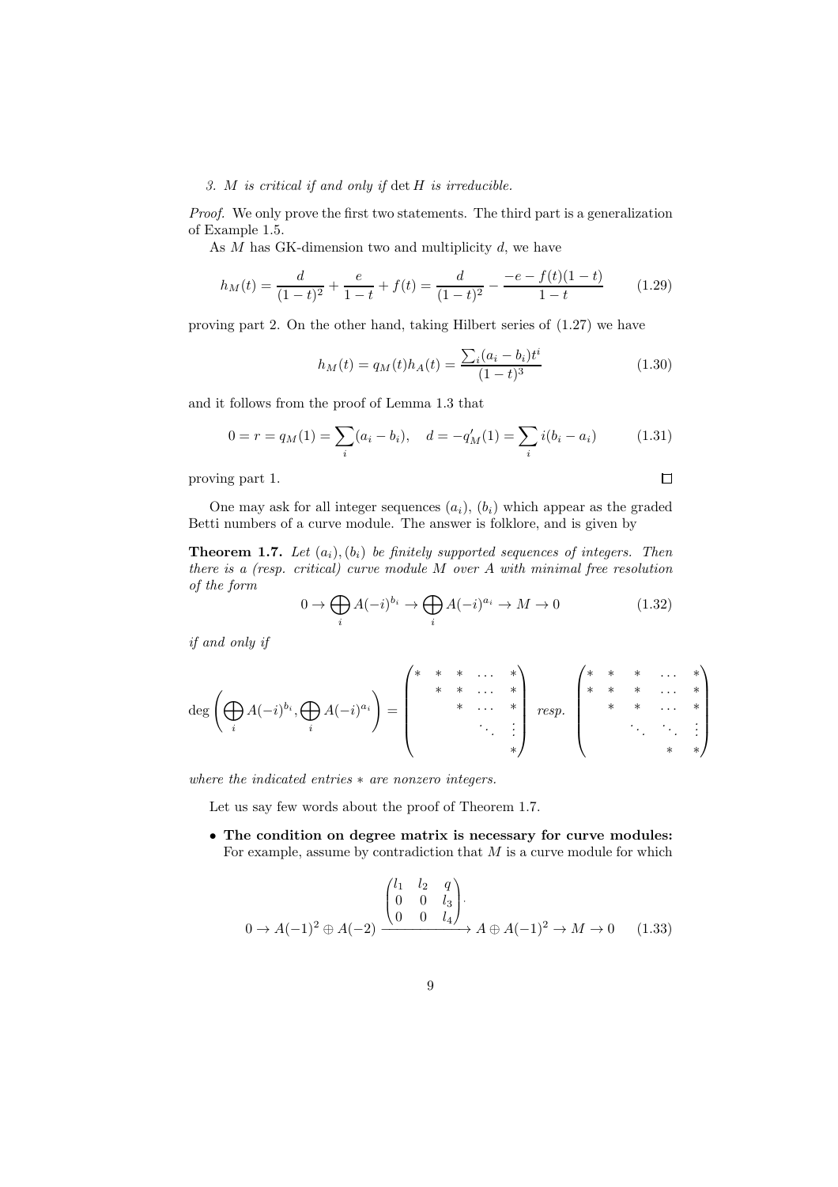*3. $M$ is critical if and only if $\det H$ is irreducible.*

*Proof.* We only prove the first two statements. The third part is a generalization of Example 1.5.

As $M$ has GK-dimension two and multiplicity $d$, we have

$$h_M(t) = \frac{d}{(1-t)^2} + \frac{e}{1-t} + f(t) = \frac{d}{(1-t)^2} - \frac{-e - f(t)(1-t)}{1-t} \qquad (1.29)$$

proving part 2. On the other hand, taking Hilbert series of (1.27) we have

$$h_M(t) = q_M(t) h_A(t) = \frac{\sum_i (a_i - b_i) t^i}{(1-t)^3} \qquad (1.30)$$

and it follows from the proof of Lemma 1.3 that

$$0 = r = q_M(1) = \sum_i (a_i - b_i), \quad d = -q_M'(1) = \sum_i i(b_i - a_i) \qquad (1.31)$$

proving part 1. $\square$

One may ask for all integer sequences $(a_i)$, $(b_i)$ which appear as the graded Betti numbers of a curve module. The answer is folklore, and is given by

**Theorem 1.7.** *Let $(a_i), (b_i)$ be finitely supported sequences of integers. Then there is a (resp. critical) curve module $M$ over $A$ with minimal free resolution of the form*

$$0 \to \bigoplus_i A(-i)^{b_i} \to \bigoplus_i A(-i)^{a_i} \to M \to 0 \qquad (1.32)$$

*if and only if*

$$\deg\left(\bigoplus_i A(-i)^{b_i}, \bigoplus_i A(-i)^{a_i}\right) = \begin{pmatrix} * & * & * & \dots & * \\ & * & * & \dots & * \\ & & * & \dots & * \\ & & & \ddots & \vdots \\ & & & & * \end{pmatrix} \ \textit{resp.} \ \begin{pmatrix} * & * & * & \dots & * \\ * & * & * & \dots & * \\ & * & * & \dots & * \\ & & \ddots & \ddots & \vdots \\ & & & * & * \end{pmatrix}$$

*where the indicated entries $*$ are nonzero integers.*

Let us say few words about the proof of Theorem 1.7.

- **The condition on degree matrix is necessary for curve modules:** For example, assume by contradiction that $M$ is a curve module for which

$$0 \to A(-1)^2 \oplus A(-2) \xrightarrow{\begin{pmatrix} l_1 & l_2 & q \\ 0 & 0 & l_3 \\ 0 & 0 & l_4 \end{pmatrix} \cdot} A \oplus A(-1)^2 \to M \to 0 \qquad (1.33)$$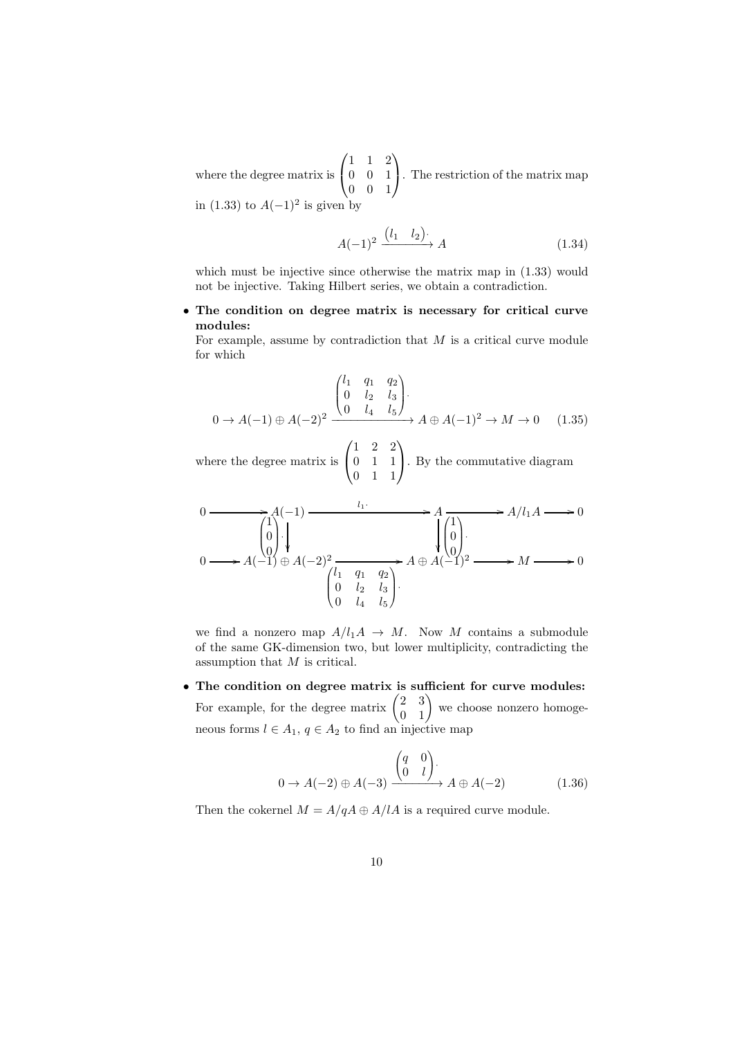where the degree matrix is $\begin{pmatrix} 1 & 1 & 2 \\ 0 & 0 & 1 \\ 0 & 0 & 1 \end{pmatrix}$. The restriction of the matrix map in (1.33) to $A(-1)^2$ is given by

$$A(-1)^2 \xrightarrow{\begin{pmatrix} l_1 & l_2 \end{pmatrix} \cdot} A \tag{1.34}$$

which must be injective since otherwise the matrix map in (1.33) would not be injective. Taking Hilbert series, we obtain a contradiction.

- **The condition on degree matrix is necessary for critical curve modules:**
  For example, assume by contradiction that $M$ is a critical curve module for which

$$0 \to A(-1) \oplus A(-2)^2 \xrightarrow{\begin{pmatrix} l_1 & q_1 & q_2 \\ 0 & l_2 & l_3 \\ 0 & l_4 & l_5 \end{pmatrix} \cdot} A \oplus A(-1)^2 \to M \to 0 \tag{1.35}$$

where the degree matrix is $\begin{pmatrix} 1 & 2 & 2 \\ 0 & 1 & 1 \\ 0 & 1 & 1 \end{pmatrix}$. By the commutative diagram

$$\begin{array}{ccccccccc} 0 & \longrightarrow & A(-1) & \xrightarrow{l_1 \cdot} & A & \longrightarrow & A/l_1A & \longrightarrow & 0 \\ & & \downarrow \begin{pmatrix} 1 \\ 0 \\ 0 \end{pmatrix} \cdot & & \downarrow \begin{pmatrix} 1 \\ 0 \\ 0 \end{pmatrix} \cdot & & & & \\ 0 & \longrightarrow & A(-1) \oplus A(-2)^2 & \xrightarrow[\begin{pmatrix} l_1 & q_1 & q_2 \\ 0 & l_2 & l_3 \\ 0 & l_4 & l_5 \end{pmatrix} \cdot]{} & A \oplus A(-1)^2 & \longrightarrow & M & \longrightarrow & 0 \end{array}$$

we find a nonzero map $A/l_1A \to M$. Now $M$ contains a submodule of the same GK-dimension two, but lower multiplicity, contradicting the assumption that $M$ is critical.

- **The condition on degree matrix is sufficient for curve modules:**
  For example, for the degree matrix $\begin{pmatrix} 2 & 3 \\ 0 & 1 \end{pmatrix}$ we choose nonzero homogeneous forms $l \in A_1$, $q \in A_2$ to find an injective map

$$0 \to A(-2) \oplus A(-3) \xrightarrow{\begin{pmatrix} q & 0 \\ 0 & l \end{pmatrix} \cdot} A \oplus A(-2) \tag{1.36}$$

Then the cokernel $M = A/qA \oplus A/lA$ is a required curve module.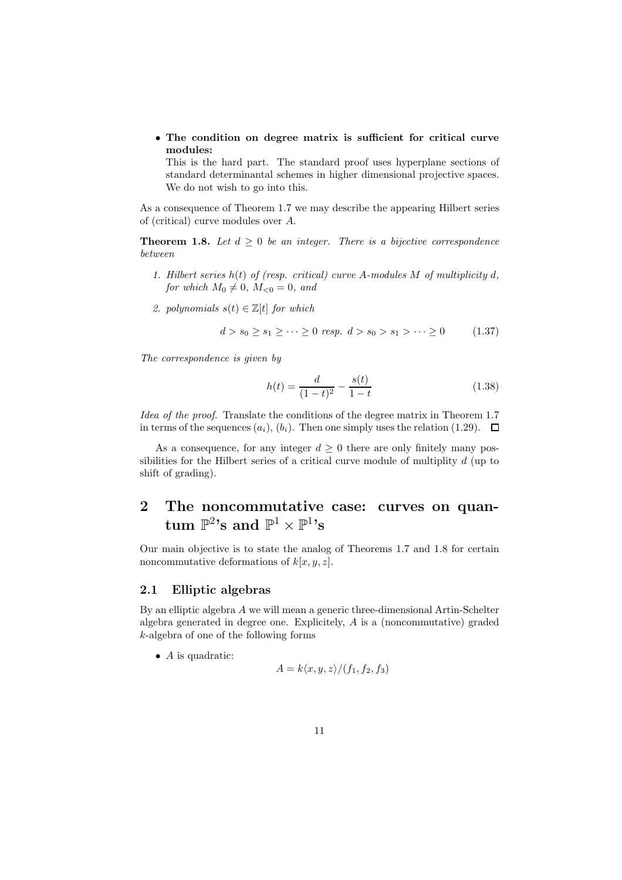- **The condition on degree matrix is sufficient for critical curve modules:**
  This is the hard part. The standard proof uses hyperplane sections of standard determinantal schemes in higher dimensional projective spaces. We do not wish to go into this.

As a consequence of Theorem 1.7 we may describe the appearing Hilbert series of (critical) curve modules over $A$.

**Theorem 1.8.** *Let $d \geq 0$ be an integer. There is a bijective correspondence between*

1. *Hilbert series $h(t)$ of (resp. critical) curve $A$-modules $M$ of multiplicity $d$, for which $M_0 \neq 0$, $M_{<0} = 0$, and*
2. *polynomials $s(t) \in \mathbb{Z}[t]$ for which*

$$d > s_0 \geq s_1 \geq \cdots \geq 0 \text{ resp. } d > s_0 > s_1 > \cdots \geq 0 \tag{1.37}$$

*The correspondence is given by*

$$h(t) = \frac{d}{(1-t)^2} - \frac{s(t)}{1-t} \tag{1.38}$$

*Idea of the proof.* Translate the conditions of the degree matrix in Theorem 1.7 in terms of the sequences $(a_i)$, $(b_i)$. Then one simply uses the relation (1.29). $\square$

As a consequence, for any integer $d \geq 0$ there are only finitely many possibilities for the Hilbert series of a critical curve module of multiplity $d$ (up to shift of grading).

# 2 The noncommutative case: curves on quantum $\mathbb{P}^2$'s and $\mathbb{P}^1 \times \mathbb{P}^1$'s

Our main objective is to state the analog of Theorems 1.7 and 1.8 for certain noncommutative deformations of $k[x, y, z]$.

## 2.1 Elliptic algebras

By an elliptic algebra $A$ we will mean a generic three-dimensional Artin-Schelter algebra generated in degree one. Explicitely, $A$ is a (noncommutative) graded $k$-algebra of one of the following forms

- $A$ is quadratic:

$$A = k\langle x, y, z\rangle/(f_1, f_2, f_3)$$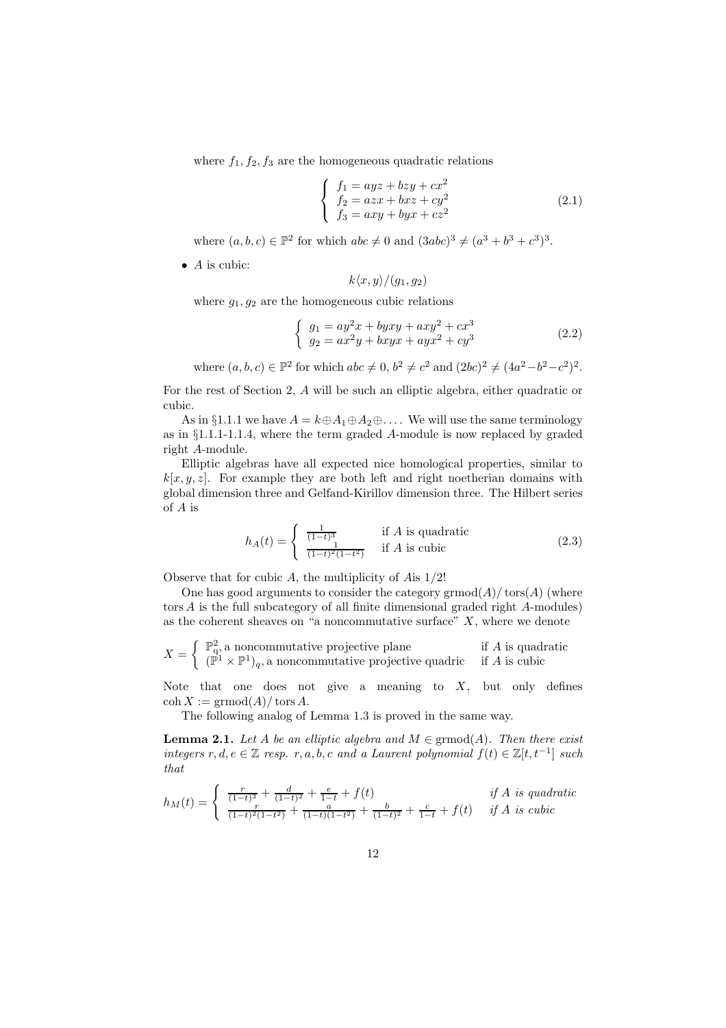where $f_1, f_2, f_3$ are the homogeneous quadratic relations

$$\left\{ \begin{array}{l} f_1 = ayz + bzy + cx^2 \\ f_2 = azx + bxz + cy^2 \\ f_3 = axy + byx + cz^2 \end{array} \right. \tag{2.1}$$

where $(a, b, c) \in \mathbb{P}^2$ for which $abc \neq 0$ and $(3abc)^3 \neq (a^3 + b^3 + c^3)^3$.

- $A$ is cubic:

$$k\langle x, y\rangle/(g_1, g_2)$$

where $g_1, g_2$ are the homogeneous cubic relations

$$\left\{ \begin{array}{l} g_1 = ay^2x + byxy + axy^2 + cx^3 \\ g_2 = ax^2y + bxyx + ayx^2 + cy^3 \end{array} \right. \tag{2.2}$$

where $(a, b, c) \in \mathbb{P}^2$ for which $abc \neq 0$, $b^2 \neq c^2$ and $(2bc)^2 \neq (4a^2 - b^2 - c^2)^2$.

For the rest of Section 2, $A$ will be such an elliptic algebra, either quadratic or cubic.

As in §1.1.1 we have $A = k \oplus A_1 \oplus A_2 \oplus \ldots$. We will use the same terminology as in §1.1.1-1.1.4, where the term graded $A$-module is now replaced by graded right $A$-module.

Elliptic algebras have all expected nice homological properties, similar to $k[x, y, z]$. For example they are both left and right noetherian domains with global dimension three and Gelfand-Kirillov dimension three. The Hilbert series of $A$ is

$$h_A(t) = \left\{ \begin{array}{ll} \frac{1}{(1-t)^3} & \text{if } A \text{ is quadratic} \\ \frac{1}{(1-t)^2(1-t^2)} & \text{if } A \text{ is cubic} \end{array} \right. \tag{2.3}$$

Observe that for cubic $A$, the multiplicity of $A$is $1/2$!

One has good arguments to consider the category $\operatorname{grmod}(A)/\operatorname{tors}(A)$ (where $\operatorname{tors} A$ is the full subcategory of all finite dimensional graded right $A$-modules) as the coherent sheaves on "a noncommutative surface" $X$, where we denote

$$X = \left\{ \begin{array}{ll} \mathbb{P}^2_q, \text{a noncommutative projective plane} & \text{if } A \text{ is quadratic} \\ (\mathbb{P}^1 \times \mathbb{P}^1)_q, \text{a noncommutative projective quadric} & \text{if } A \text{ is cubic} \end{array} \right.$$

Note that one does not give a meaning to $X$, but only defines $\operatorname{coh} X := \operatorname{grmod}(A)/\operatorname{tors} A$.

The following analog of Lemma 1.3 is proved in the same way.

**Lemma 2.1.** *Let $A$ be an elliptic algebra and $M \in \operatorname{grmod}(A)$. Then there exist integers $r, d, e \in \mathbb{Z}$ resp. $r, a, b, c$ and a Laurent polynomial $f(t) \in \mathbb{Z}[t, t^{-1}]$ such that*

$$h_M(t) = \left\{ \begin{array}{ll} \frac{r}{(1-t)^3} + \frac{d}{(1-t)^2} + \frac{e}{1-t} + f(t) & \textit{if } A \textit{ is quadratic} \\ \frac{r}{(1-t)^2(1-t^2)} + \frac{a}{(1-t)(1-t^2)} + \frac{b}{(1-t)^2} + \frac{c}{1-t} + f(t) & \textit{if } A \textit{ is cubic} \end{array} \right.$$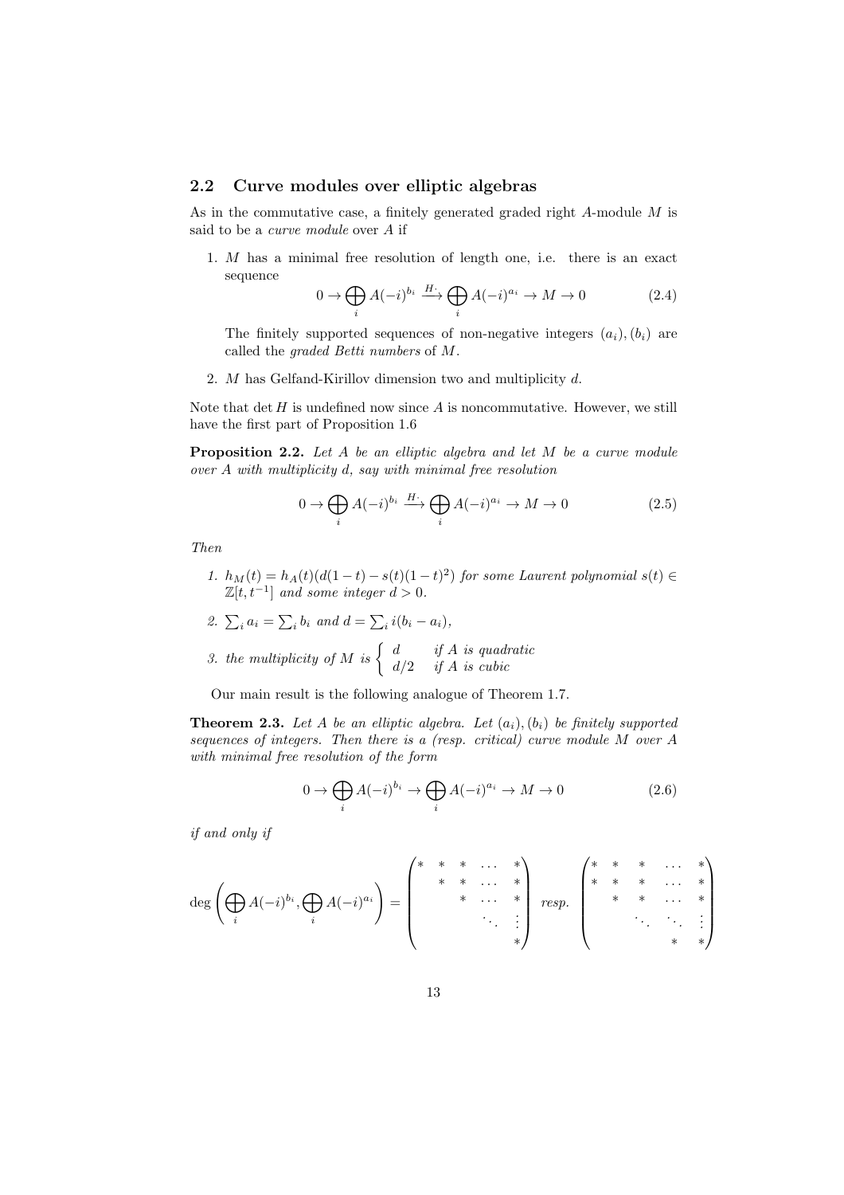### 2.2 Curve modules over elliptic algebras

As in the commutative case, a finitely generated graded right $A$-module $M$ is said to be a *curve module* over $A$ if

1. $M$ has a minimal free resolution of length one, i.e. there is an exact sequence

$$0 \to \bigoplus_i A(-i)^{b_i} \xrightarrow{H\cdot} \bigoplus_i A(-i)^{a_i} \to M \to 0 \tag{2.4}$$

   The finitely supported sequences of non-negative integers $(a_i), (b_i)$ are called the *graded Betti numbers* of $M$.

2. $M$ has Gelfand-Kirillov dimension two and multiplicity $d$.

Note that $\det H$ is undefined now since $A$ is noncommutative. However, we still have the first part of Proposition 1.6

**Proposition 2.2.** *Let $A$ be an elliptic algebra and let $M$ be a curve module over $A$ with multiplicity $d$, say with minimal free resolution*

$$0 \to \bigoplus_i A(-i)^{b_i} \xrightarrow{H\cdot} \bigoplus_i A(-i)^{a_i} \to M \to 0 \tag{2.5}$$

*Then*

1. *$h_M(t) = h_A(t)(d(1-t) - s(t)(1-t)^2)$ for some Laurent polynomial $s(t) \in \mathbb{Z}[t, t^{-1}]$ and some integer $d > 0$.*
2. *$\sum_i a_i = \sum_i b_i$ and $d = \sum_i i(b_i - a_i)$,*
3. *the multiplicity of $M$ is $\begin{cases} d & \text{if } A \text{ is quadratic} \\ d/2 & \text{if } A \text{ is cubic} \end{cases}$*

Our main result is the following analogue of Theorem 1.7.

**Theorem 2.3.** *Let $A$ be an elliptic algebra. Let $(a_i), (b_i)$ be finitely supported sequences of integers. Then there is a (resp. critical) curve module $M$ over $A$ with minimal free resolution of the form*

$$0 \to \bigoplus_i A(-i)^{b_i} \to \bigoplus_i A(-i)^{a_i} \to M \to 0 \tag{2.6}$$

*if and only if*

$$\deg\left(\bigoplus_i A(-i)^{b_i}, \bigoplus_i A(-i)^{a_i}\right) = \begin{pmatrix} * & * & * & \dots & * \\ & * & * & \dots & * \\ & & * & \dots & * \\ & & & \ddots & \vdots \\ & & & & * \end{pmatrix} \quad \textit{resp.} \quad \begin{pmatrix} * & * & * & \dots & * \\ * & * & * & \dots & * \\ & * & * & \dots & * \\ & & \ddots & \ddots & \vdots \\ & & & * & * \end{pmatrix}$$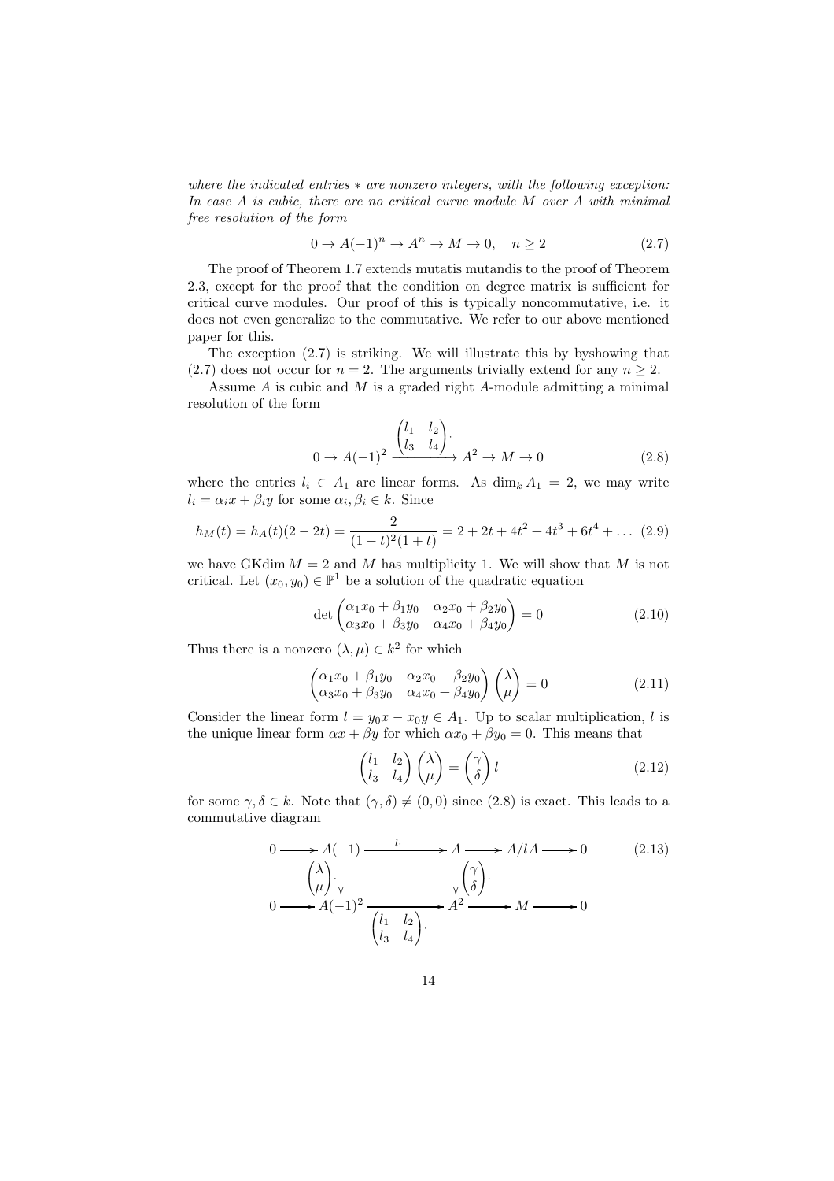*where the indicated entries $*$ are nonzero integers, with the following exception: In case $A$ is cubic, there are no critical curve module $M$ over $A$ with minimal free resolution of the form*

$$0 \to A(-1)^n \to A^n \to M \to 0, \quad n \geq 2 \tag{2.7}$$

The proof of Theorem 1.7 extends mutatis mutandis to the proof of Theorem 2.3, except for the proof that the condition on degree matrix is sufficient for critical curve modules. Our proof of this is typically noncommutative, i.e. it does not even generalize to the commutative. We refer to our above mentioned paper for this.

The exception (2.7) is striking. We will illustrate this by byshowing that (2.7) does not occur for $n = 2$. The arguments trivially extend for any $n \geq 2$.

Assume $A$ is cubic and $M$ is a graded right $A$-module admitting a minimal resolution of the form

$$0 \to A(-1)^2 \xrightarrow{\begin{pmatrix} l_1 & l_2 \\ l_3 & l_4 \end{pmatrix}\cdot} A^2 \to M \to 0 \tag{2.8}$$

where the entries $l_i \in A_1$ are linear forms. As $\dim_k A_1 = 2$, we may write $l_i = \alpha_i x + \beta_i y$ for some $\alpha_i, \beta_i \in k$. Since

$$h_M(t) = h_A(t)(2 - 2t) = \frac{2}{(1-t)^2(1+t)} = 2 + 2t + 4t^2 + 4t^3 + 6t^4 + \dots \tag{2.9}$$

we have $\operatorname{GKdim} M = 2$ and $M$ has multiplicity 1. We will show that $M$ is not critical. Let $(x_0, y_0) \in \mathbb{P}^1$ be a solution of the quadratic equation

$$\det \begin{pmatrix} \alpha_1 x_0 + \beta_1 y_0 & \alpha_2 x_0 + \beta_2 y_0 \\ \alpha_3 x_0 + \beta_3 y_0 & \alpha_4 x_0 + \beta_4 y_0 \end{pmatrix} = 0 \tag{2.10}$$

Thus there is a nonzero $(\lambda, \mu) \in k^2$ for which

$$\begin{pmatrix} \alpha_1 x_0 + \beta_1 y_0 & \alpha_2 x_0 + \beta_2 y_0 \\ \alpha_3 x_0 + \beta_3 y_0 & \alpha_4 x_0 + \beta_4 y_0 \end{pmatrix} \begin{pmatrix} \lambda \\ \mu \end{pmatrix} = 0 \tag{2.11}$$

Consider the linear form $l = y_0 x - x_0 y \in A_1$. Up to scalar multiplication, $l$ is the unique linear form $\alpha x + \beta y$ for which $\alpha x_0 + \beta y_0 = 0$. This means that

$$\begin{pmatrix} l_1 & l_2 \\ l_3 & l_4 \end{pmatrix} \begin{pmatrix} \lambda \\ \mu \end{pmatrix} = \begin{pmatrix} \gamma \\ \delta \end{pmatrix} l \tag{2.12}$$

for some $\gamma, \delta \in k$. Note that $(\gamma, \delta) \neq (0, 0)$ since (2.8) is exact. This leads to a commutative diagram

$$\begin{array}{ccccccccc} 0 & \longrightarrow & A(-1) & \xrightarrow{\quad l\cdot \quad} & A & \longrightarrow & A/lA & \longrightarrow & 0 \\ & & \Big\downarrow {\scriptstyle \begin{pmatrix} \lambda \\ \mu \end{pmatrix}\cdot} & & \Big\downarrow {\scriptstyle \begin{pmatrix} \gamma \\ \delta \end{pmatrix}\cdot} & & & & \\ 0 & \longrightarrow & A(-1)^2 & \xrightarrow[\begin{pmatrix} l_1 & l_2 \\ l_3 & l_4 \end{pmatrix}\cdot]{} & A^2 & \longrightarrow & M & \longrightarrow & 0 \end{array} \tag{2.13}$$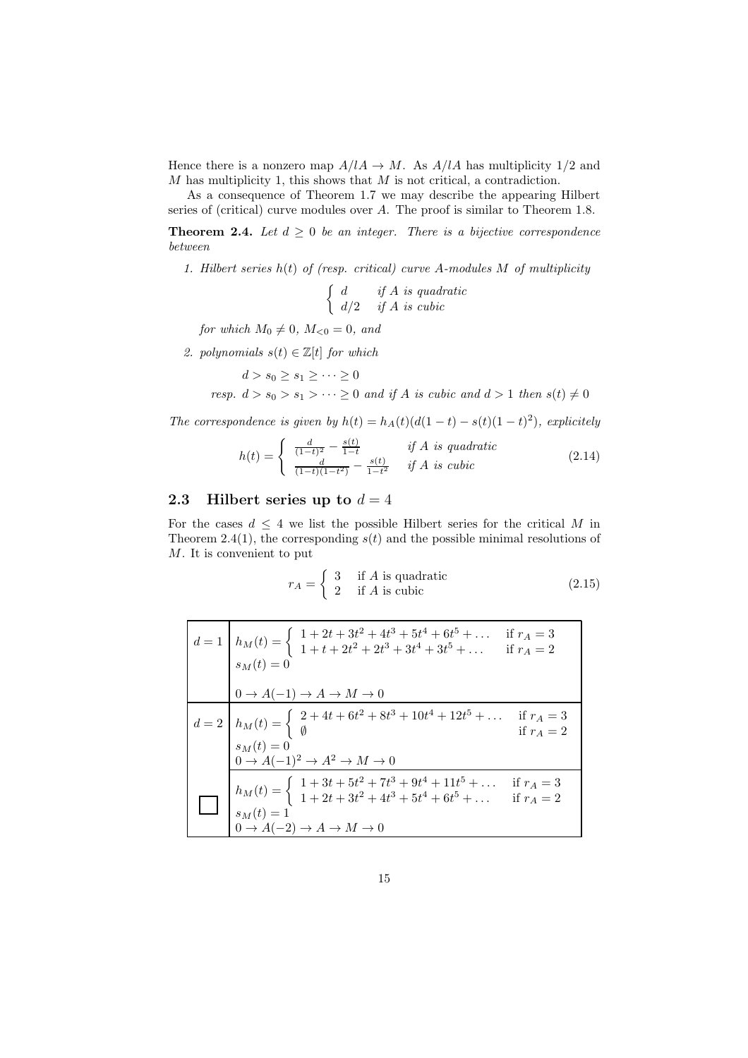Hence there is a nonzero map $A/lA \to M$. As $A/lA$ has multiplicity $1/2$ and $M$ has multiplicity 1, this shows that $M$ is not critical, a contradiction.

As a consequence of Theorem 1.7 we may describe the appearing Hilbert series of (critical) curve modules over $A$. The proof is similar to Theorem 1.8.

**Theorem 2.4.** *Let $d \geq 0$ be an integer. There is a bijective correspondence between*

1. *Hilbert series $h(t)$ of (resp. critical) curve $A$-modules $M$ of multiplicity*
$$\begin{cases} d & \text{if } A \text{ is quadratic} \\ d/2 & \text{if } A \text{ is cubic} \end{cases}$$
*for which $M_0 \neq 0$, $M_{<0} = 0$, and*

2. *polynomials $s(t) \in \mathbb{Z}[t]$ for which*
$$d > s_0 \geq s_1 \geq \cdots \geq 0$$
*resp. $d > s_0 > s_1 > \cdots \geq 0$ and if $A$ is cubic and $d > 1$ then $s(t) \neq 0$*

*The correspondence is given by $h(t) = h_A(t)(d(1-t) - s(t)(1-t)^2)$, explicitely*

$$h(t) = \begin{cases} \frac{d}{(1-t)^2} - \frac{s(t)}{1-t} & \text{if } A \text{ is quadratic} \\ \frac{d}{(1-t)(1-t^2)} - \frac{s(t)}{1-t^2} & \text{if } A \text{ is cubic} \end{cases} \tag{2.14}$$

## 2.3 Hilbert series up to $d = 4$

For the cases $d \leq 4$ we list the possible Hilbert series for the critical $M$ in Theorem 2.4(1), the corresponding $s(t)$ and the possible minimal resolutions of $M$. It is convenient to put

$$r_A = \begin{cases} 3 & \text{if } A \text{ is quadratic} \\ 2 & \text{if } A \text{ is cubic} \end{cases} \tag{2.15}$$

| | |
|---|---|
| $d=1$ | $h_M(t) = \begin{cases} 1 + 2t + 3t^2 + 4t^3 + 5t^4 + 6t^5 + \dots & \text{if } r_A = 3 \\ 1 + t + 2t^2 + 2t^3 + 3t^4 + 3t^5 + \dots & \text{if } r_A = 2 \end{cases}$ <br> $s_M(t) = 0$ <br> $0 \to A(-1) \to A \to M \to 0$ |
| $d=2$ | $h_M(t) = \begin{cases} 2 + 4t + 6t^2 + 8t^3 + 10t^4 + 12t^5 + \dots & \text{if } r_A = 3 \\ \emptyset & \text{if } r_A = 2 \end{cases}$ <br> $s_M(t) = 0$ <br> $0 \to A(-1)^2 \to A^2 \to M \to 0$ |
| □ | $h_M(t) = \begin{cases} 1 + 3t + 5t^2 + 7t^3 + 9t^4 + 11t^5 + \dots & \text{if } r_A = 3 \\ 1 + 2t + 3t^2 + 4t^3 + 5t^4 + 6t^5 + \dots & \text{if } r_A = 2 \end{cases}$ <br> $s_M(t) = 1$ <br> $0 \to A(-2) \to A \to M \to 0$ |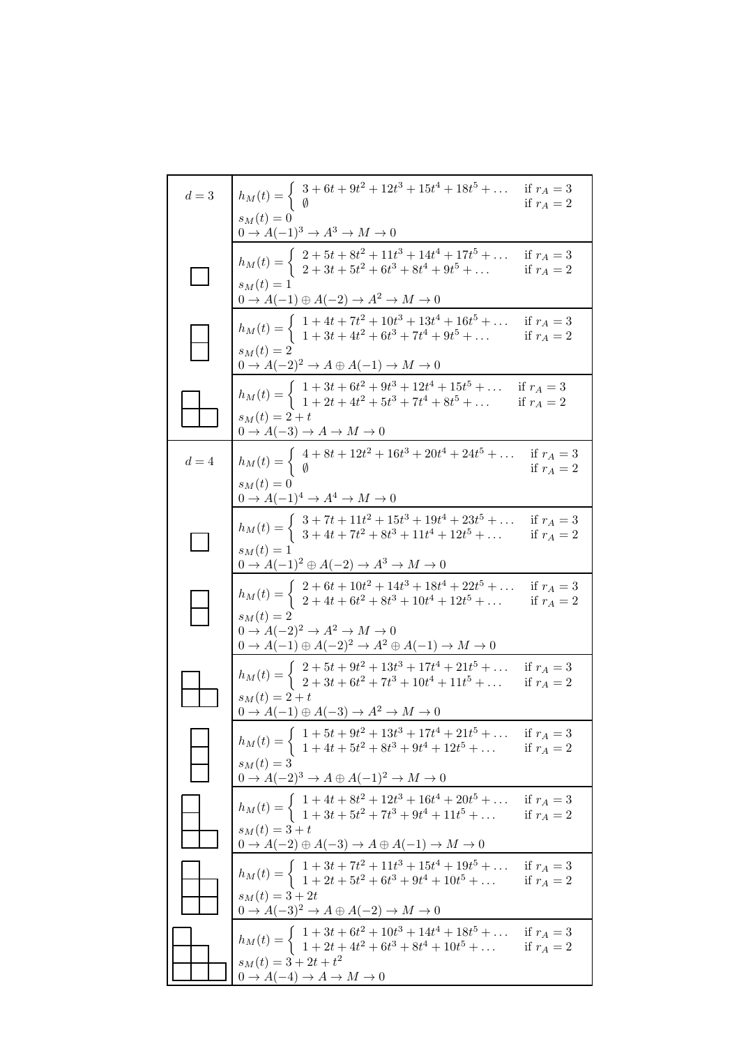| | |
|---|---|
| $d=3$ | $h_M(t) = \begin{cases} 3+6t+9t^2+12t^3+15t^4+18t^5+\dots & \text{if } r_A=3 \\ \emptyset & \text{if } r_A=2 \end{cases}$ <br> $s_M(t)=0$ <br> $0 \to A(-1)^3 \to A^3 \to M \to 0$ |
| | $h_M(t) = \begin{cases} 2+5t+8t^2+11t^3+14t^4+17t^5+\dots & \text{if } r_A=3 \\ 2+3t+5t^2+6t^3+8t^4+9t^5+\dots & \text{if } r_A=2 \end{cases}$ <br> $s_M(t)=1$ <br> $0 \to A(-1)\oplus A(-2) \to A^2 \to M \to 0$ |
| | $h_M(t) = \begin{cases} 1+4t+7t^2+10t^3+13t^4+16t^5+\dots & \text{if } r_A=3 \\ 1+3t+4t^2+6t^3+7t^4+9t^5+\dots & \text{if } r_A=2 \end{cases}$ <br> $s_M(t)=2$ <br> $0 \to A(-2)^2 \to A\oplus A(-1) \to M \to 0$ |
| | $h_M(t) = \begin{cases} 1+3t+6t^2+9t^3+12t^4+15t^5+\dots & \text{if } r_A=3 \\ 1+2t+4t^2+5t^3+7t^4+8t^5+\dots & \text{if } r_A=2 \end{cases}$ <br> $s_M(t)=2+t$ <br> $0 \to A(-3) \to A \to M \to 0$ |
| $d=4$ | $h_M(t) = \begin{cases} 4+8t+12t^2+16t^3+20t^4+24t^5+\dots & \text{if } r_A=3 \\ \emptyset & \text{if } r_A=2 \end{cases}$ <br> $s_M(t)=0$ <br> $0 \to A(-1)^4 \to A^4 \to M \to 0$ |
| | $h_M(t) = \begin{cases} 3+7t+11t^2+15t^3+19t^4+23t^5+\dots & \text{if } r_A=3 \\ 3+4t+7t^2+8t^3+11t^4+12t^5+\dots & \text{if } r_A=2 \end{cases}$ <br> $s_M(t)=1$ <br> $0 \to A(-1)^2\oplus A(-2) \to A^3 \to M \to 0$ |
| | $h_M(t) = \begin{cases} 2+6t+10t^2+14t^3+18t^4+22t^5+\dots & \text{if } r_A=3 \\ 2+4t+6t^2+8t^3+10t^4+12t^5+\dots & \text{if } r_A=2 \end{cases}$ <br> $s_M(t)=2$ <br> $0 \to A(-2)^2 \to A^2 \to M \to 0$ <br> $0 \to A(-1)\oplus A(-2)^2 \to A^2\oplus A(-1) \to M \to 0$ |
| | $h_M(t) = \begin{cases} 2+5t+9t^2+13t^3+17t^4+21t^5+\dots & \text{if } r_A=3 \\ 2+3t+6t^2+7t^3+10t^4+11t^5+\dots & \text{if } r_A=2 \end{cases}$ <br> $s_M(t)=2+t$ <br> $0 \to A(-1)\oplus A(-3) \to A^2 \to M \to 0$ |
| | $h_M(t) = \begin{cases} 1+5t+9t^2+13t^3+17t^4+21t^5+\dots & \text{if } r_A=3 \\ 1+4t+5t^2+8t^3+9t^4+12t^5+\dots & \text{if } r_A=2 \end{cases}$ <br> $s_M(t)=3$ <br> $0 \to A(-2)^3 \to A\oplus A(-1)^2 \to M \to 0$ |
| | $h_M(t) = \begin{cases} 1+4t+8t^2+12t^3+16t^4+20t^5+\dots & \text{if } r_A=3 \\ 1+3t+5t^2+7t^3+9t^4+11t^5+\dots & \text{if } r_A=2 \end{cases}$ <br> $s_M(t)=3+t$ <br> $0 \to A(-2)\oplus A(-3) \to A\oplus A(-1) \to M \to 0$ |
| | $h_M(t) = \begin{cases} 1+3t+7t^2+11t^3+15t^4+19t^5+\dots & \text{if } r_A=3 \\ 1+2t+5t^2+6t^3+9t^4+10t^5+\dots & \text{if } r_A=2 \end{cases}$ <br> $s_M(t)=3+2t$ <br> $0 \to A(-3)^2 \to A\oplus A(-2) \to M \to 0$ |
| | $h_M(t) = \begin{cases} 1+3t+6t^2+10t^3+14t^4+18t^5+\dots & \text{if } r_A=3 \\ 1+2t+4t^2+6t^3+8t^4+10t^5+\dots & \text{if } r_A=2 \end{cases}$ <br> $s_M(t)=3+2t+t^2$ <br> $0 \to A(-4) \to A \to M \to 0$ |